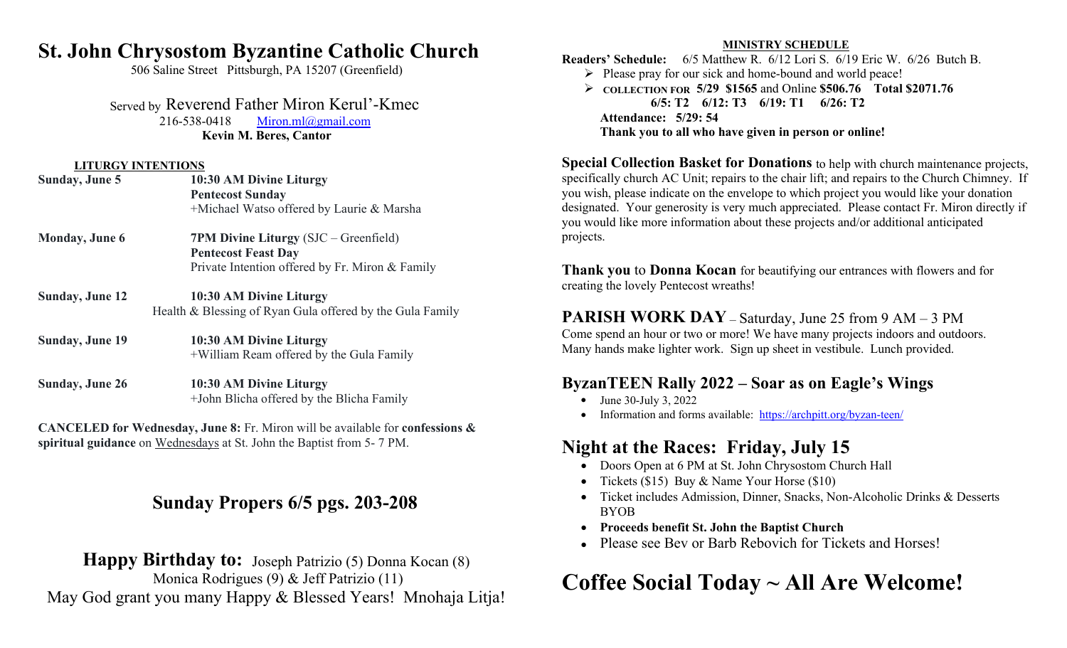# St. John Chrysostom Byzantine Catholic Church

506 Saline Street Pittsburgh, PA 15207 (Greenfield)

Served by Reverend Father Miron Kerul'-Kmec
216-538-0418 Miron.ml@gmail.com
**Kevin M. Beres, Cantor**

**LITURGY INTENTIONS**

| | |
|---|---|
| **Sunday, June 5** | **10:30 AM Divine Liturgy** **Pentecost Sunday** +Michael Watso offered by Laurie & Marsha |
| **Monday, June 6** | **7PM Divine Liturgy** (SJC – Greenfield) **Pentecost Feast Day** Private Intention offered by Fr. Miron & Family |
| **Sunday, June 12** | **10:30 AM Divine Liturgy** Health & Blessing of Ryan Gula offered by the Gula Family |
| **Sunday, June 19** | **10:30 AM Divine Liturgy** +William Ream offered by the Gula Family |
| **Sunday, June 26** | **10:30 AM Divine Liturgy** +John Blicha offered by the Blicha Family |

**CANCELED for Wednesday, June 8:** Fr. Miron will be available for **confessions & spiritual guidance** on Wednesdays at St. John the Baptist from 5- 7 PM.

## Sunday Propers 6/5 pgs. 203-208

**Happy Birthday to:** Joseph Patrizio (5) Donna Kocan (8) Monica Rodrigues (9) & Jeff Patrizio (11)
May God grant you many Happy & Blessed Years! Mnohaja Litja!

**MINISTRY SCHEDULE**

**Readers' Schedule:** 6/5 Matthew R. 6/12 Lori S. 6/19 Eric W. 6/26 Butch B.

- Please pray for our sick and home-bound and world peace!
- **COLLECTION FOR 5/29 $1565** and Online **$506.76 Total $2071.76**
  **6/5: T2 6/12: T3 6/19: T1 6/26: T2**
  **Attendance: 5/29: 54**
  **Thank you to all who have given in person or online!**

**Special Collection Basket for Donations** to help with church maintenance projects, specifically church AC Unit; repairs to the chair lift; and repairs to the Church Chimney. If you wish, please indicate on the envelope to which project you would like your donation designated. Your generosity is very much appreciated. Please contact Fr. Miron directly if you would like more information about these projects and/or additional anticipated projects.

**Thank you** to **Donna Kocan** for beautifying our entrances with flowers and for creating the lovely Pentecost wreaths!

## PARISH WORK DAY – Saturday, June 25 from 9 AM – 3 PM

Come spend an hour or two or more! We have many projects indoors and outdoors. Many hands make lighter work. Sign up sheet in vestibule. Lunch provided.

## ByzanTEEN Rally 2022 – Soar as on Eagle's Wings

- June 30-July 3, 2022
- Information and forms available: https://archpitt.org/byzan-teen/

## Night at the Races: Friday, July 15

- Doors Open at 6 PM at St. John Chrysostom Church Hall
- Tickets ($15) Buy & Name Your Horse ($10)
- Ticket includes Admission, Dinner, Snacks, Non-Alcoholic Drinks & Desserts BYOB
- **Proceeds benefit St. John the Baptist Church**
- Please see Bev or Barb Rebovich for Tickets and Horses!

# Coffee Social Today ~ All Are Welcome!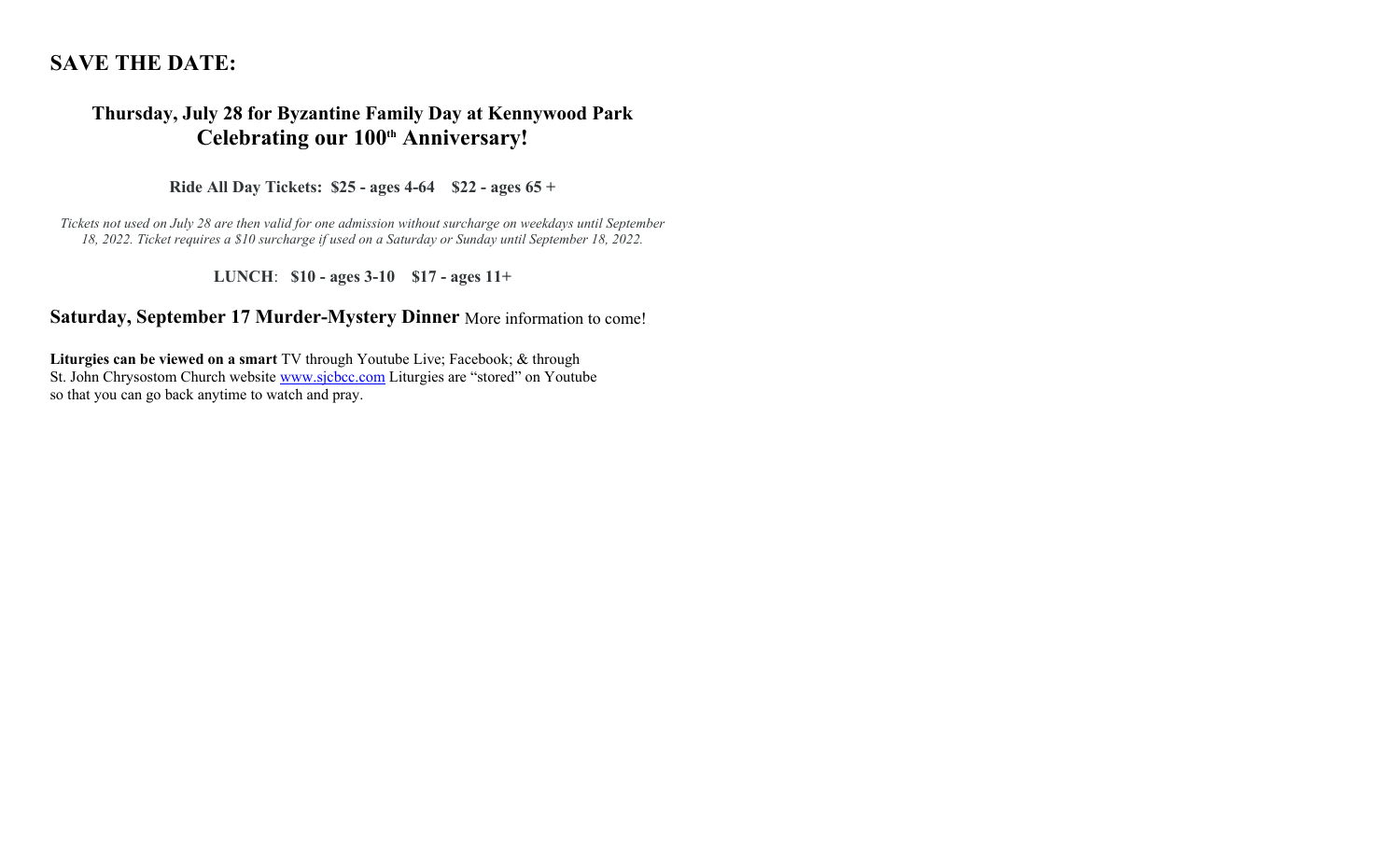## SAVE THE DATE:

### Thursday, July 28 for Byzantine Family Day at Kennywood Park
### Celebrating our 100th Anniversary!

**Ride All Day Tickets: $25 - ages 4-64 $22 - ages 65 +**

*Tickets not used on July 28 are then valid for one admission without surcharge on weekdays until September 18, 2022. Ticket requires a $10 surcharge if used on a Saturday or Sunday until September 18, 2022.*

**LUNCH**: **$10 - ages 3-10 $17 - ages 11+**

### Saturday, September 17 Murder-Mystery Dinner More information to come!

**Liturgies can be viewed on a smart** TV through Youtube Live; Facebook; & through St. John Chrysostom Church website www.sjcbcc.com Liturgies are "stored" on Youtube so that you can go back anytime to watch and pray.